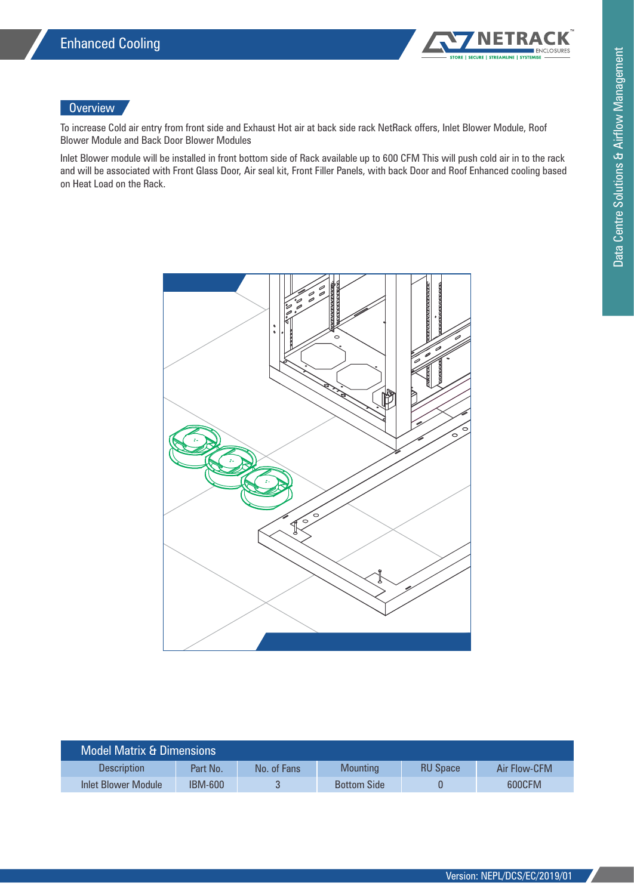# Enhanced Cooling

## Overview

To increase Cold air entry from front side and Exhaust Hot air at back side rack NetRack offers, Inlet Blower Module, Roof Blower Module and Back Door Blower Modules

Inlet Blower module will be installed in front bottom side of Rack available up to 600 CFM This will push cold air in to the rack and will be associated with Front Glass Door, Air seal kit, Front Filler Panels, with back Door and Roof Enhanced cooling based on Heat Load on the Rack.

## Model Matrix & Dimensions

| Description | Part No. | No. of Fans | Mounting | RU Space | Air Flow-CFM |
|---|---|---|---|---|---|
| Inlet Blower Module | IBM-600 | 3 | Bottom Side | 0 | 600CFM |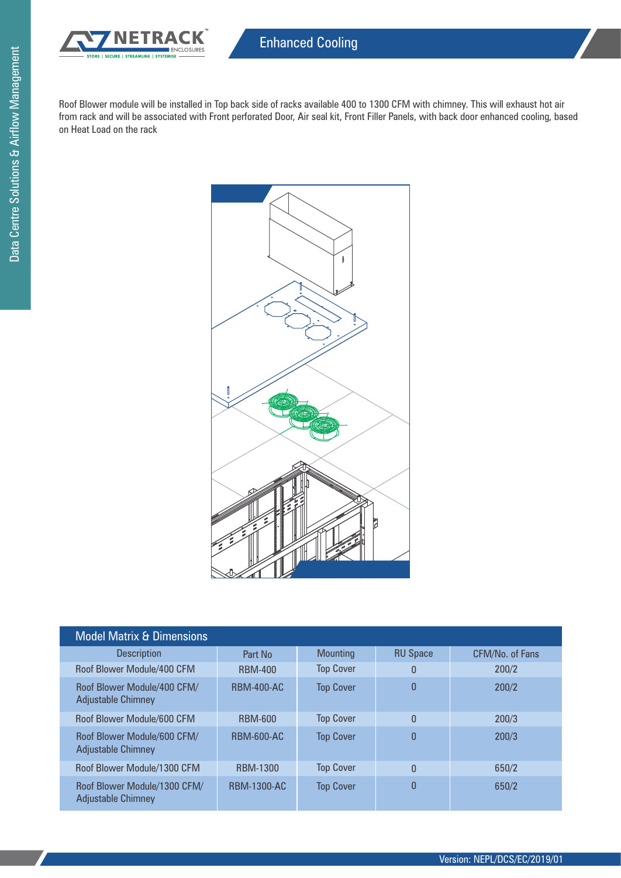## Enhanced Cooling

Roof Blower module will be installed in Top back side of racks available 400 to 1300 CFM with chimney. This will exhaust hot air from rack and will be associated with Front perforated Door, Air seal kit, Front Filler Panels, with back door enhanced cooling, based on Heat Load on the rack

### Model Matrix & Dimensions

| Description | Part No | Mounting | RU Space | CFM/No. of Fans |
|---|---|---|---|---|
| Roof Blower Module/400 CFM | RBM-400 | Top Cover | 0 | 200/2 |
| Roof Blower Module/400 CFM/ Adjustable Chimney | RBM-400-AC | Top Cover | 0 | 200/2 |
| Roof Blower Module/600 CFM | RBM-600 | Top Cover | 0 | 200/3 |
| Roof Blower Module/600 CFM/ Adjustable Chimney | RBM-600-AC | Top Cover | 0 | 200/3 |
| Roof Blower Module/1300 CFM | RBM-1300 | Top Cover | 0 | 650/2 |
| Roof Blower Module/1300 CFM/ Adjustable Chimney | RBM-1300-AC | Top Cover | 0 | 650/2 |